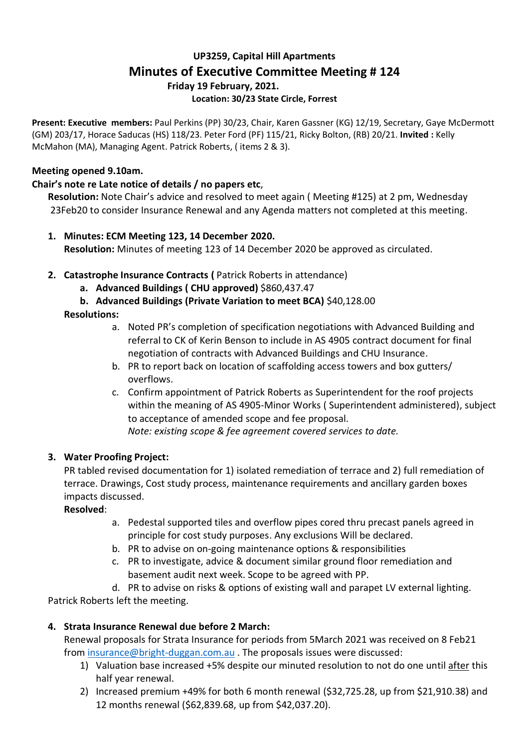# UP3259, Capital Hill Apartments

## Minutes of Executive Committee Meeting # 124

**Friday 19 February, 2021.**

**Location: 30/23 State Circle, Forrest**

**Present: Executive members:** Paul Perkins (PP) 30/23, Chair, Karen Gassner (KG) 12/19, Secretary, Gaye McDermott (GM) 203/17, Horace Saducas (HS) 118/23. Peter Ford (PF) 115/21, Ricky Bolton, (RB) 20/21. **Invited :** Kelly McMahon (MA), Managing Agent. Patrick Roberts, ( items 2 & 3).

**Meeting opened 9.10am.**

**Chair's note re Late notice of details / no papers etc**,

**Resolution:** Note Chair's advice and resolved to meet again ( Meeting #125) at 2 pm, Wednesday 23Feb20 to consider Insurance Renewal and any Agenda matters not completed at this meeting.

1. **Minutes: ECM Meeting 123, 14 December 2020.**
   **Resolution:** Minutes of meeting 123 of 14 December 2020 be approved as circulated.

2. **Catastrophe Insurance Contracts (** Patrick Roberts in attendance)
   a. **Advanced Buildings ( CHU approved)** $860,437.47
   b. **Advanced Buildings (Private Variation to meet BCA)** $40,128.00

   **Resolutions:**
   a. Noted PR's completion of specification negotiations with Advanced Building and referral to CK of Kerin Benson to include in AS 4905 contract document for final negotiation of contracts with Advanced Buildings and CHU Insurance.
   b. PR to report back on location of scaffolding access towers and box gutters/ overflows.
   c. Confirm appointment of Patrick Roberts as Superintendent for the roof projects within the meaning of AS 4905-Minor Works ( Superintendent administered), subject to acceptance of amended scope and fee proposal.
   *Note: existing scope & fee agreement covered services to date.*

3. **Water Proofing Project:**
   PR tabled revised documentation for 1) isolated remediation of terrace and 2) full remediation of terrace. Drawings, Cost study process, maintenance requirements and ancillary garden boxes impacts discussed.

   **Resolved**:
   a. Pedestal supported tiles and overflow pipes cored thru precast panels agreed in principle for cost study purposes. Any exclusions Will be declared.
   b. PR to advise on on-going maintenance options & responsibilities
   c. PR to investigate, advice & document similar ground floor remediation and basement audit next week. Scope to be agreed with PP.
   d. PR to advise on risks & options of existing wall and parapet LV external lighting.

Patrick Roberts left the meeting.

4. **Strata Insurance Renewal due before 2 March:**
   Renewal proposals for Strata Insurance for periods from 5March 2021 was received on 8 Feb21 from [insurance@bright-duggan.com.au](mailto:insurance@bright-duggan.com.au) . The proposals issues were discussed:
   1) Valuation base increased +5% despite our minuted resolution to not do one until <u>after</u> this half year renewal.
   2) Increased premium +49% for both 6 month renewal ($32,725.28, up from $21,910.38) and 12 months renewal ($62,839.68, up from $42,037.20).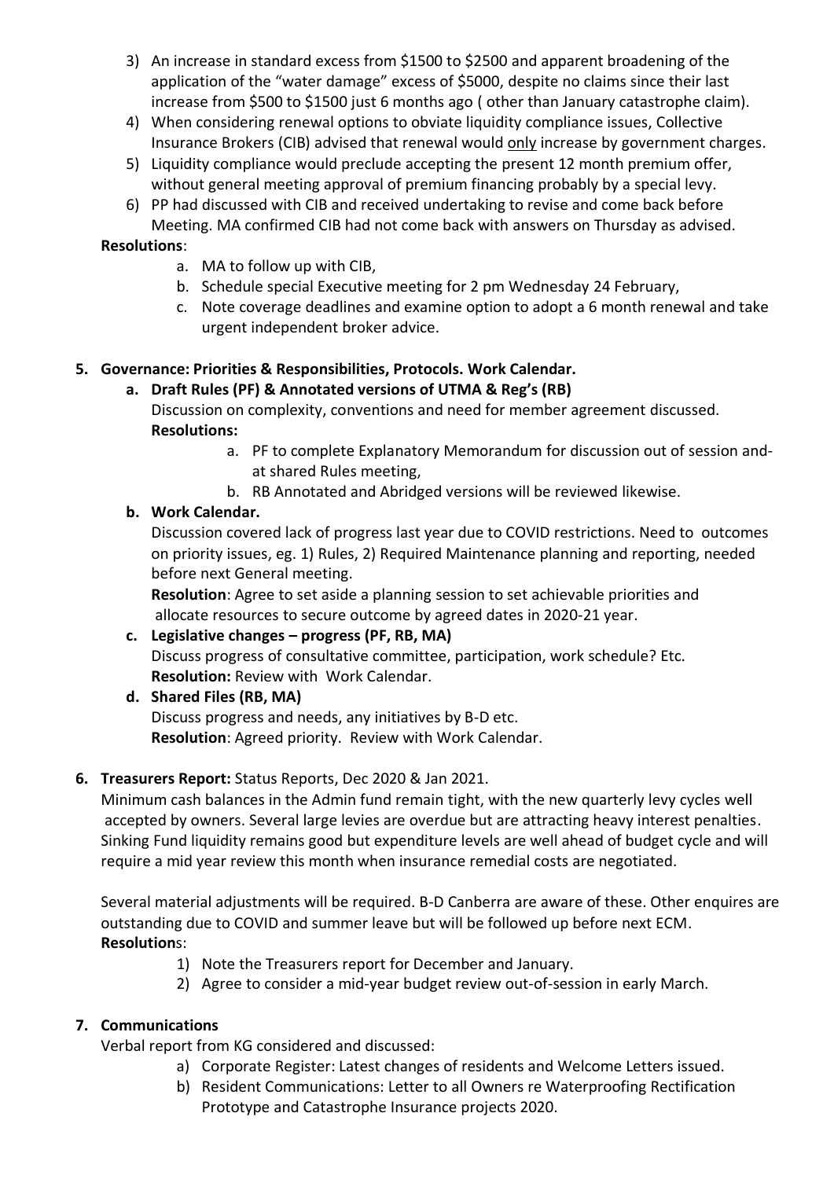3) An increase in standard excess from $1500 to $2500 and apparent broadening of the application of the "water damage" excess of $5000, despite no claims since their last increase from $500 to $1500 just 6 months ago ( other than January catastrophe claim).
4) When considering renewal options to obviate liquidity compliance issues, Collective Insurance Brokers (CIB) advised that renewal would only increase by government charges.
5) Liquidity compliance would preclude accepting the present 12 month premium offer, without general meeting approval of premium financing probably by a special levy.
6) PP had discussed with CIB and received undertaking to revise and come back before Meeting. MA confirmed CIB had not come back with answers on Thursday as advised.

**Resolutions**:

a. MA to follow up with CIB,
b. Schedule special Executive meeting for 2 pm Wednesday 24 February,
c. Note coverage deadlines and examine option to adopt a 6 month renewal and take urgent independent broker advice.

**5. Governance: Priorities & Responsibilities, Protocols. Work Calendar.**

**a. Draft Rules (PF) & Annotated versions of UTMA & Reg's (RB)**

Discussion on complexity, conventions and need for member agreement discussed.

**Resolutions:**

a. PF to complete Explanatory Memorandum for discussion out of session and-at shared Rules meeting,
b. RB Annotated and Abridged versions will be reviewed likewise.

**b. Work Calendar.**

Discussion covered lack of progress last year due to COVID restrictions. Need to outcomes on priority issues, eg. 1) Rules, 2) Required Maintenance planning and reporting, needed before next General meeting.

**Resolution**: Agree to set aside a planning session to set achievable priorities and allocate resources to secure outcome by agreed dates in 2020-21 year.

**c. Legislative changes – progress (PF, RB, MA)**

Discuss progress of consultative committee, participation, work schedule? Etc.

**Resolution:** Review with Work Calendar.

**d. Shared Files (RB, MA)**

Discuss progress and needs, any initiatives by B-D etc.

**Resolution**: Agreed priority. Review with Work Calendar.

**6. Treasurers Report:** Status Reports, Dec 2020 & Jan 2021.

Minimum cash balances in the Admin fund remain tight, with the new quarterly levy cycles well accepted by owners. Several large levies are overdue but are attracting heavy interest penalties. Sinking Fund liquidity remains good but expenditure levels are well ahead of budget cycle and will require a mid year review this month when insurance remedial costs are negotiated.

Several material adjustments will be required. B-D Canberra are aware of these. Other enquires are outstanding due to COVID and summer leave but will be followed up before next ECM.

**Resolution**s:

1) Note the Treasurers report for December and January.
2) Agree to consider a mid-year budget review out-of-session in early March.

**7. Communications**

Verbal report from KG considered and discussed:

a) Corporate Register: Latest changes of residents and Welcome Letters issued.
b) Resident Communications: Letter to all Owners re Waterproofing Rectification Prototype and Catastrophe Insurance projects 2020.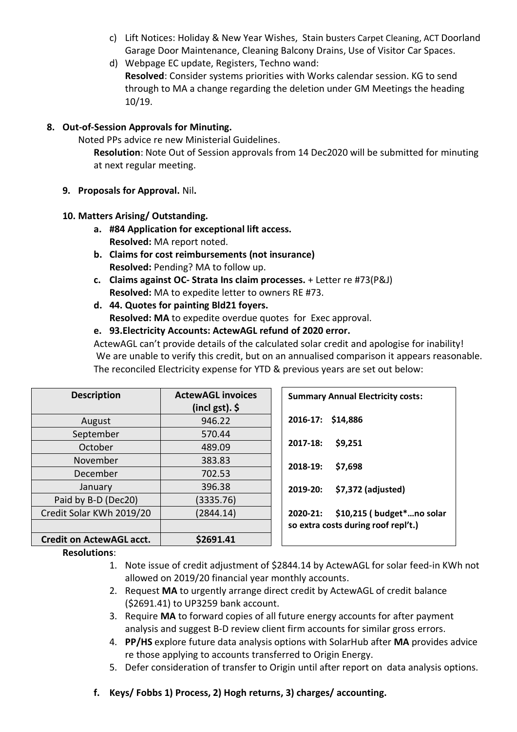c) Lift Notices: Holiday & New Year Wishes, Stain busters Carpet Cleaning, ACT Doorland Garage Door Maintenance, Cleaning Balcony Drains, Use of Visitor Car Spaces.

d) Webpage EC update, Registers, Techno wand:
**Resolved**: Consider systems priorities with Works calendar session. KG to send through to MA a change regarding the deletion under GM Meetings the heading 10/19.

**8. Out-of-Session Approvals for Minuting.**

Noted PPs advice re new Ministerial Guidelines.

**Resolution**: Note Out of Session approvals from 14 Dec2020 will be submitted for minuting at next regular meeting.

**9. Proposals for Approval.** Nil**.**

**10. Matters Arising/ Outstanding.**

**a. #84 Application for exceptional lift access.**
**Resolved:** MA report noted.

**b. Claims for cost reimbursements (not insurance)**
**Resolved:** Pending? MA to follow up.

**c. Claims against OC- Strata Ins claim processes.** + Letter re #73(P&J)
**Resolved:** MA to expedite letter to owners RE #73.

**d. 44. Quotes for painting Bld21 foyers.**
**Resolved: MA** to expedite overdue quotes for Exec approval.

**e. 93.Electricity Accounts: ActewAGL refund of 2020 error.**

ActewAGL can't provide details of the calculated solar credit and apologise for inability! We are unable to verify this credit, but on an annualised comparison it appears reasonable. The reconciled Electricity expense for YTD & previous years are set out below:

| Description | ActewAGL invoices (incl gst). $ |
|---|---|
| August | 946.22 |
| September | 570.44 |
| October | 489.09 |
| November | 383.83 |
| December | 702.53 |
| January | 396.38 |
| Paid by B-D (Dec20) | (3335.76) |
| Credit Solar KWh 2019/20 | (2844.14) |
| | |
| **Credit on ActewAGL acct.** | **$2691.41** |

**Summary Annual Electricity costs:**

**2016-17: $14,886**

**2017-18: $9,251**

**2018-19: $7,698**

**2019-20: $7,372 (adjusted)**

**2020-21: $10,215 ( budget*…no solar so extra costs during roof repl't.)**

**Resolutions**:

1. Note issue of credit adjustment of $2844.14 by ActewAGL for solar feed-in KWh not allowed on 2019/20 financial year monthly accounts.
2. Request **MA** to urgently arrange direct credit by ActewAGL of credit balance ($2691.41) to UP3259 bank account.
3. Require **MA** to forward copies of all future energy accounts for after payment analysis and suggest B-D review client firm accounts for similar gross errors.
4. **PP/HS** explore future data analysis options with SolarHub after **MA** provides advice re those applying to accounts transferred to Origin Energy.
5. Defer consideration of transfer to Origin until after report on data analysis options.

**f. Keys/ Fobbs 1) Process, 2) Hogh returns, 3) charges/ accounting.**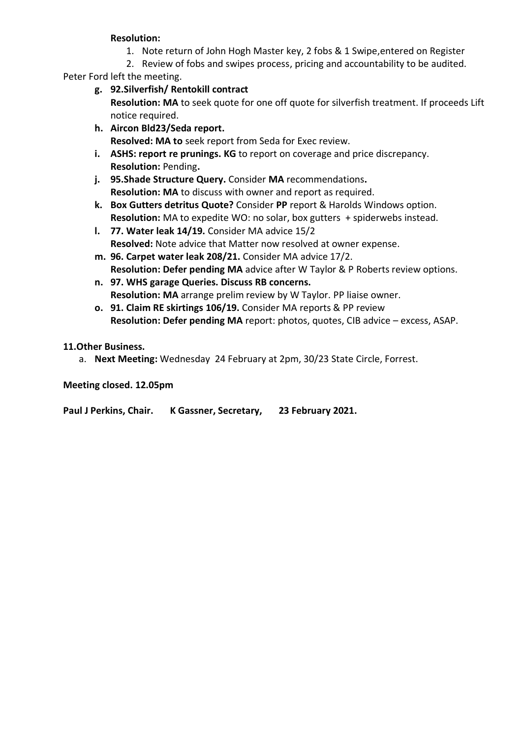**Resolution:**

1. Note return of John Hogh Master key, 2 fobs & 1 Swipe,entered on Register
2. Review of fobs and swipes process, pricing and accountability to be audited.

Peter Ford left the meeting.

g. **92.Silverfish/ Rentokill contract**
   **Resolution: MA** to seek quote for one off quote for silverfish treatment. If proceeds Lift notice required.
h. **Aircon Bld23/Seda report.**
   **Resolved: MA to** seek report from Seda for Exec review.
i. **ASHS: report re prunings. KG** to report on coverage and price discrepancy.
   **Resolution:** Pending**.**
j. **95.Shade Structure Query.** Consider **MA** recommendations**.**
   **Resolution: MA** to discuss with owner and report as required.
k. **Box Gutters detritus Quote?** Consider **PP** report & Harolds Windows option.
   **Resolution:** MA to expedite WO: no solar, box gutters + spiderwebs instead.
l. **77. Water leak 14/19.** Consider MA advice 15/2
   **Resolved:** Note advice that Matter now resolved at owner expense.
m. **96. Carpet water leak 208/21.** Consider MA advice 17/2.
   **Resolution: Defer pending MA** advice after W Taylor & P Roberts review options.
n. **97. WHS garage Queries. Discuss RB concerns.**
   **Resolution: MA** arrange prelim review by W Taylor. PP liaise owner.
o. **91. Claim RE skirtings 106/19.** Consider MA reports & PP review
   **Resolution: Defer pending MA** report: photos, quotes, CIB advice – excess, ASAP.

**11.Other Business.**

a. **Next Meeting:** Wednesday 24 February at 2pm, 30/23 State Circle, Forrest.

**Meeting closed. 12.05pm**

**Paul J Perkins, Chair. K Gassner, Secretary, 23 February 2021.**